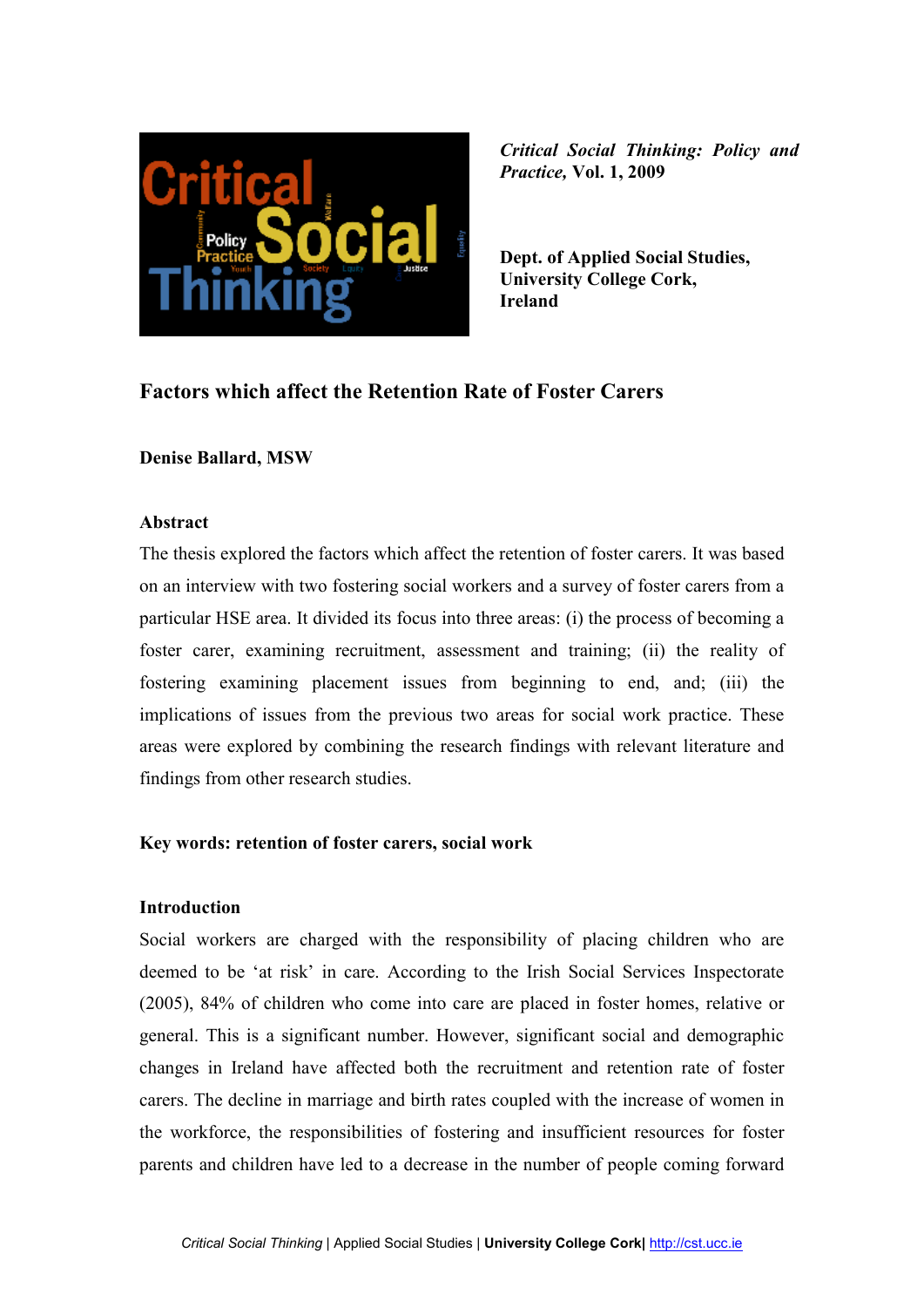*Critical Social Thinking: Policy and Practice,* Vol. 1, 2009

**Dept. of Applied Social Studies, University College Cork, Ireland**

# Factors which affect the Retention Rate of Foster Carers

**Denise Ballard, MSW**

## Abstract

The thesis explored the factors which affect the retention of foster carers. It was based on an interview with two fostering social workers and a survey of foster carers from a particular HSE area. It divided its focus into three areas: (i) the process of becoming a foster carer, examining recruitment, assessment and training; (ii) the reality of fostering examining placement issues from beginning to end, and; (iii) the implications of issues from the previous two areas for social work practice. These areas were explored by combining the research findings with relevant literature and findings from other research studies.

**Key words: retention of foster carers, social work**

## Introduction

Social workers are charged with the responsibility of placing children who are deemed to be 'at risk' in care. According to the Irish Social Services Inspectorate (2005), 84% of children who come into care are placed in foster homes, relative or general. This is a significant number. However, significant social and demographic changes in Ireland have affected both the recruitment and retention rate of foster carers. The decline in marriage and birth rates coupled with the increase of women in the workforce, the responsibilities of fostering and insufficient resources for foster parents and children have led to a decrease in the number of people coming forward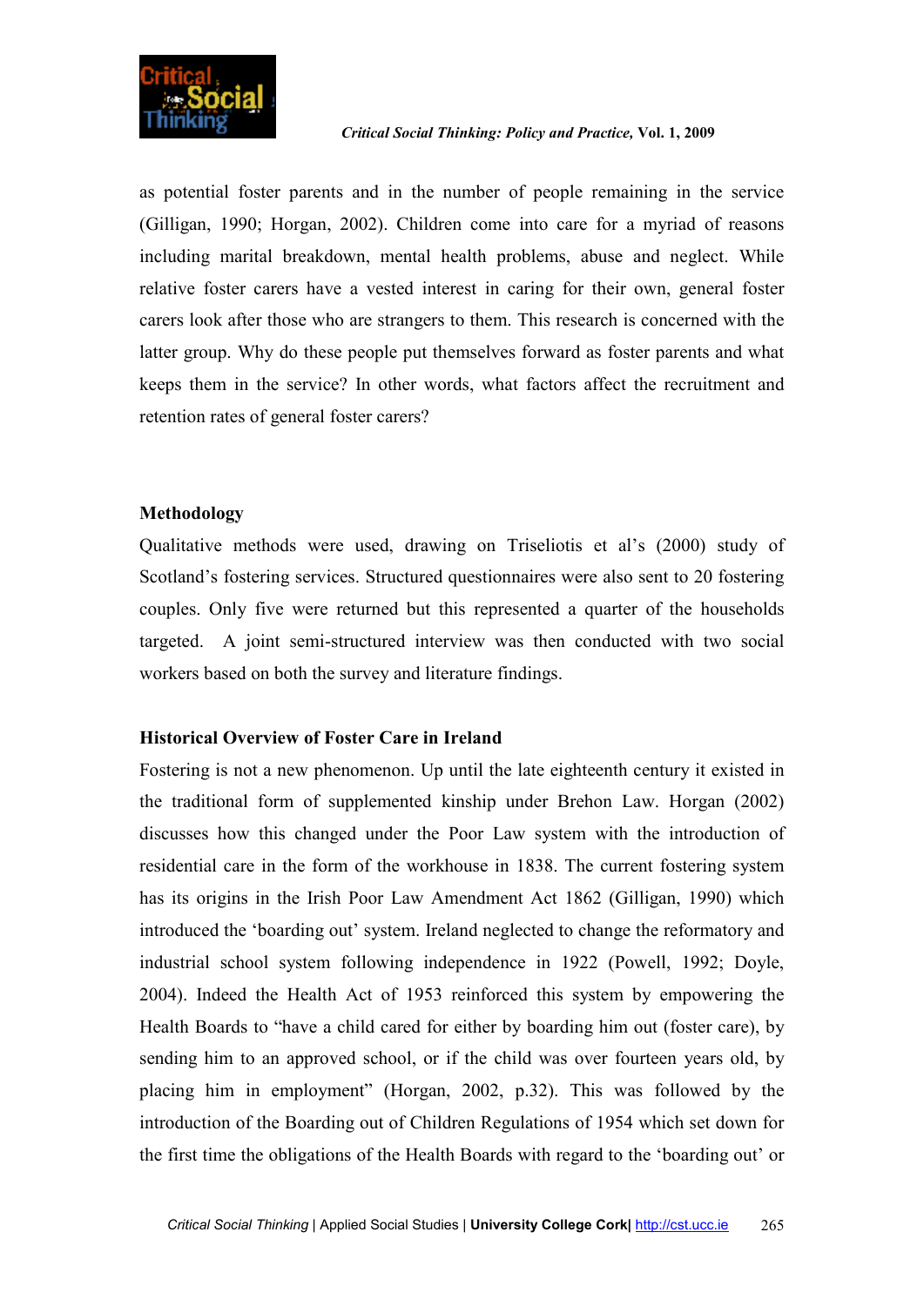as potential foster parents and in the number of people remaining in the service (Gilligan, 1990; Horgan, 2002). Children come into care for a myriad of reasons including marital breakdown, mental health problems, abuse and neglect. While relative foster carers have a vested interest in caring for their own, general foster carers look after those who are strangers to them. This research is concerned with the latter group. Why do these people put themselves forward as foster parents and what keeps them in the service? In other words, what factors affect the recruitment and retention rates of general foster carers?

## Methodology

Qualitative methods were used, drawing on Triseliotis et al's (2000) study of Scotland's fostering services. Structured questionnaires were also sent to 20 fostering couples. Only five were returned but this represented a quarter of the households targeted. A joint semi-structured interview was then conducted with two social workers based on both the survey and literature findings.

## Historical Overview of Foster Care in Ireland

Fostering is not a new phenomenon. Up until the late eighteenth century it existed in the traditional form of supplemented kinship under Brehon Law. Horgan (2002) discusses how this changed under the Poor Law system with the introduction of residential care in the form of the workhouse in 1838. The current fostering system has its origins in the Irish Poor Law Amendment Act 1862 (Gilligan, 1990) which introduced the 'boarding out' system. Ireland neglected to change the reformatory and industrial school system following independence in 1922 (Powell, 1992; Doyle, 2004). Indeed the Health Act of 1953 reinforced this system by empowering the Health Boards to "have a child cared for either by boarding him out (foster care), by sending him to an approved school, or if the child was over fourteen years old, by placing him in employment" (Horgan, 2002, p.32). This was followed by the introduction of the Boarding out of Children Regulations of 1954 which set down for the first time the obligations of the Health Boards with regard to the 'boarding out' or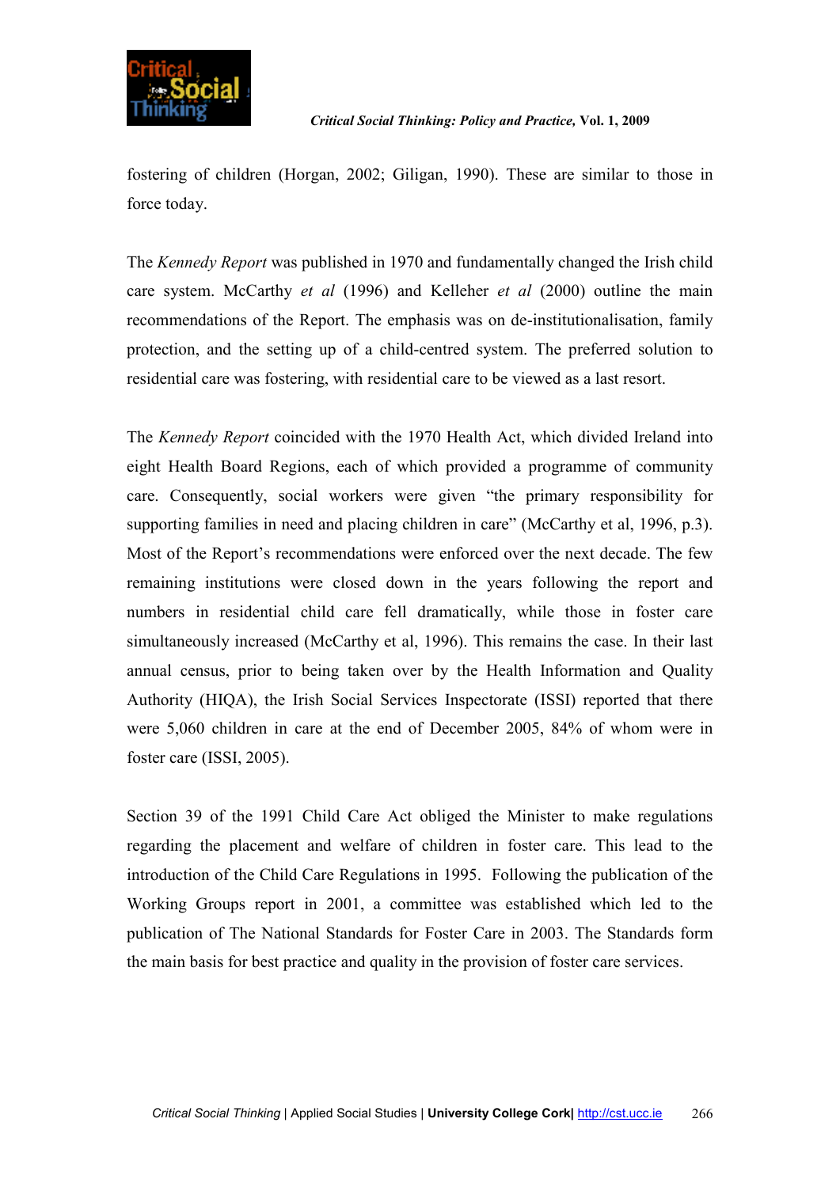fostering of children (Horgan, 2002; Giligan, 1990). These are similar to those in force today.

The *Kennedy Report* was published in 1970 and fundamentally changed the Irish child care system. McCarthy *et al* (1996) and Kelleher *et al* (2000) outline the main recommendations of the Report. The emphasis was on de-institutionalisation, family protection, and the setting up of a child-centred system. The preferred solution to residential care was fostering, with residential care to be viewed as a last resort.

The *Kennedy Report* coincided with the 1970 Health Act, which divided Ireland into eight Health Board Regions, each of which provided a programme of community care. Consequently, social workers were given "the primary responsibility for supporting families in need and placing children in care" (McCarthy et al, 1996, p.3). Most of the Report's recommendations were enforced over the next decade. The few remaining institutions were closed down in the years following the report and numbers in residential child care fell dramatically, while those in foster care simultaneously increased (McCarthy et al, 1996). This remains the case. In their last annual census, prior to being taken over by the Health Information and Quality Authority (HIQA), the Irish Social Services Inspectorate (ISSI) reported that there were 5,060 children in care at the end of December 2005, 84% of whom were in foster care (ISSI, 2005).

Section 39 of the 1991 Child Care Act obliged the Minister to make regulations regarding the placement and welfare of children in foster care. This lead to the introduction of the Child Care Regulations in 1995. Following the publication of the Working Groups report in 2001, a committee was established which led to the publication of The National Standards for Foster Care in 2003. The Standards form the main basis for best practice and quality in the provision of foster care services.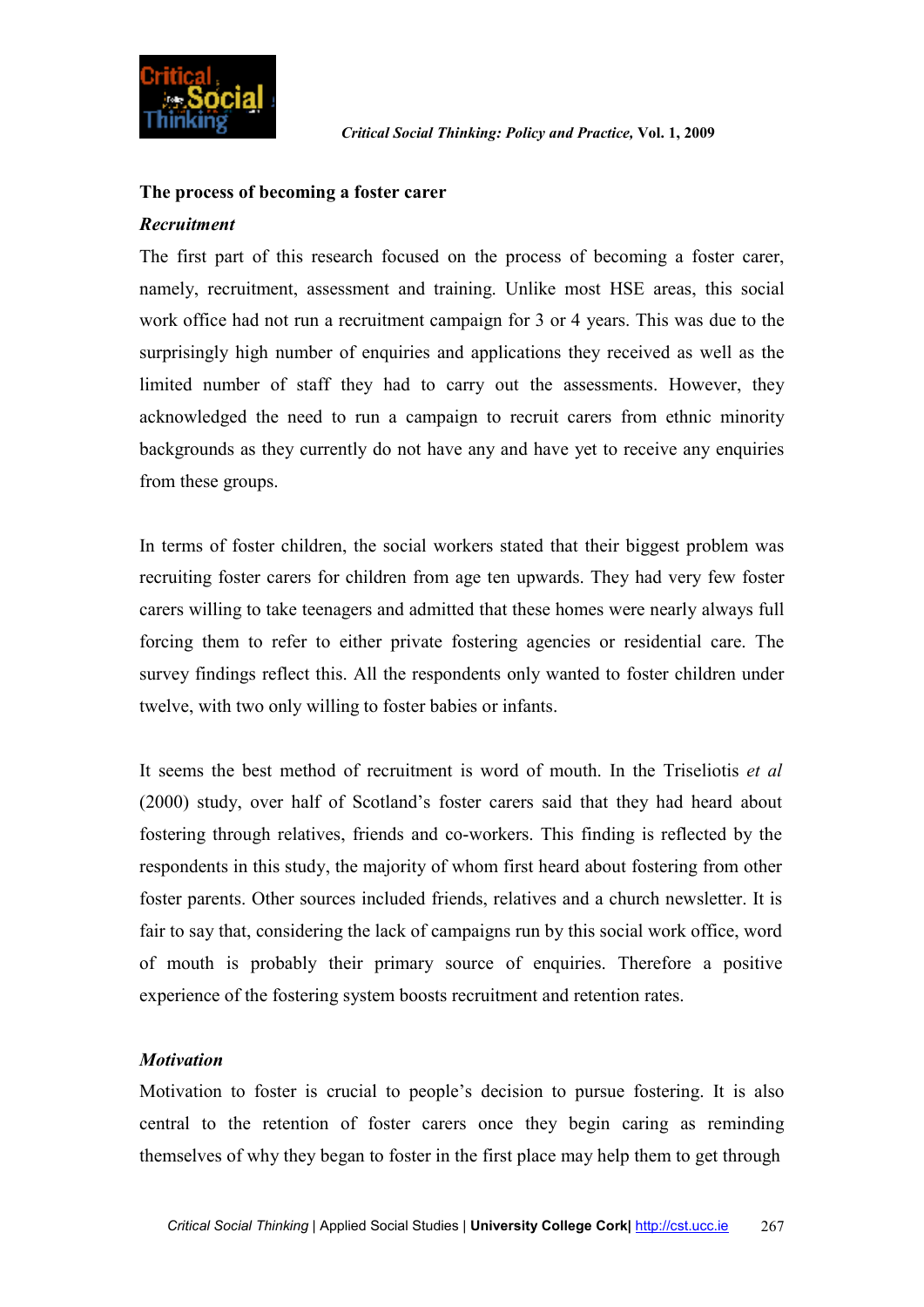## The process of becoming a foster carer

### *Recruitment*

The first part of this research focused on the process of becoming a foster carer, namely, recruitment, assessment and training. Unlike most HSE areas, this social work office had not run a recruitment campaign for 3 or 4 years. This was due to the surprisingly high number of enquiries and applications they received as well as the limited number of staff they had to carry out the assessments. However, they acknowledged the need to run a campaign to recruit carers from ethnic minority backgrounds as they currently do not have any and have yet to receive any enquiries from these groups.

In terms of foster children, the social workers stated that their biggest problem was recruiting foster carers for children from age ten upwards. They had very few foster carers willing to take teenagers and admitted that these homes were nearly always full forcing them to refer to either private fostering agencies or residential care. The survey findings reflect this. All the respondents only wanted to foster children under twelve, with two only willing to foster babies or infants.

It seems the best method of recruitment is word of mouth. In the Triseliotis *et al* (2000) study, over half of Scotland's foster carers said that they had heard about fostering through relatives, friends and co-workers. This finding is reflected by the respondents in this study, the majority of whom first heard about fostering from other foster parents. Other sources included friends, relatives and a church newsletter. It is fair to say that, considering the lack of campaigns run by this social work office, word of mouth is probably their primary source of enquiries. Therefore a positive experience of the fostering system boosts recruitment and retention rates.

### *Motivation*

Motivation to foster is crucial to people's decision to pursue fostering. It is also central to the retention of foster carers once they begin caring as reminding themselves of why they began to foster in the first place may help them to get through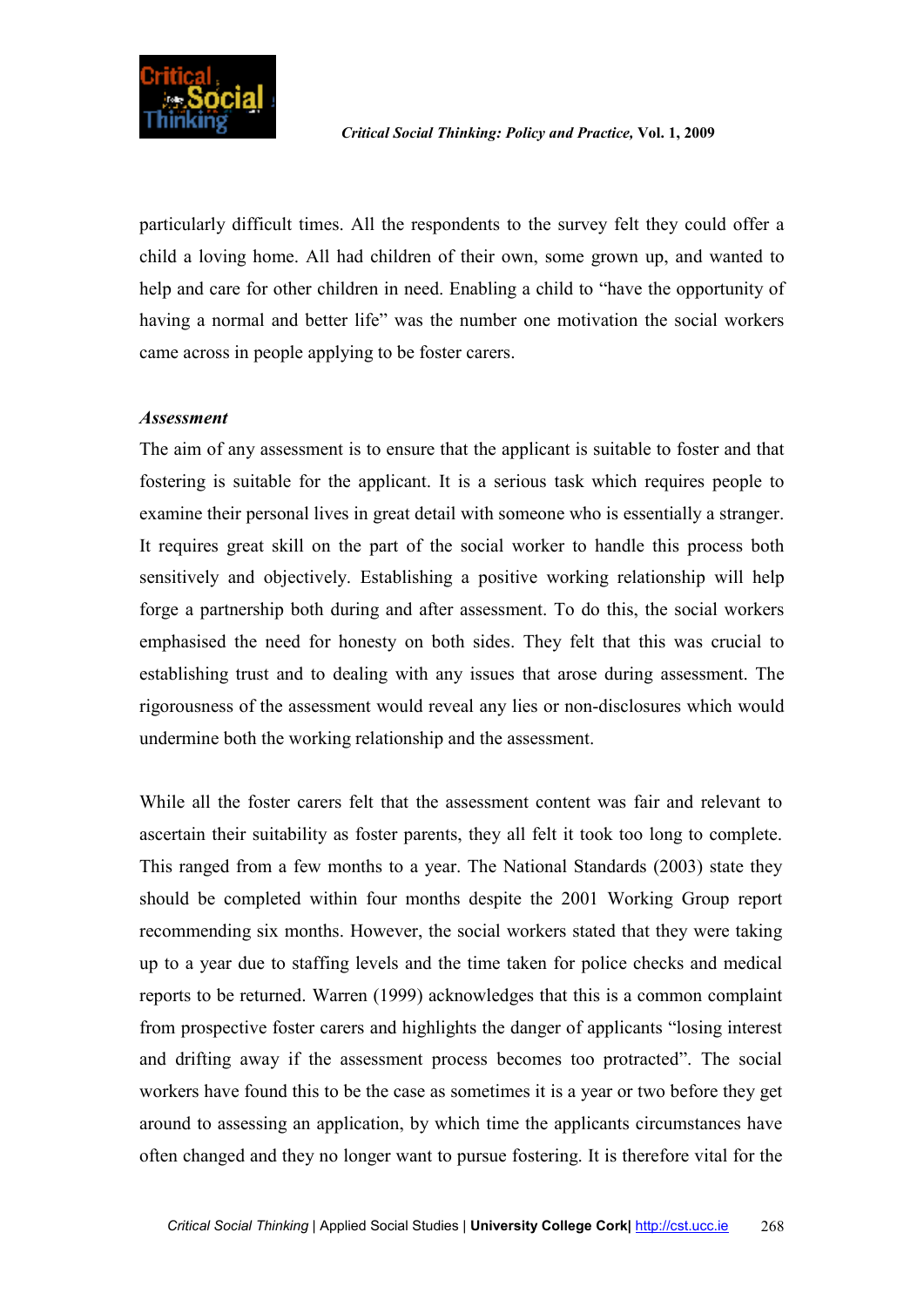particularly difficult times. All the respondents to the survey felt they could offer a child a loving home. All had children of their own, some grown up, and wanted to help and care for other children in need. Enabling a child to "have the opportunity of having a normal and better life" was the number one motivation the social workers came across in people applying to be foster carers.

### *Assessment*

The aim of any assessment is to ensure that the applicant is suitable to foster and that fostering is suitable for the applicant. It is a serious task which requires people to examine their personal lives in great detail with someone who is essentially a stranger. It requires great skill on the part of the social worker to handle this process both sensitively and objectively. Establishing a positive working relationship will help forge a partnership both during and after assessment. To do this, the social workers emphasised the need for honesty on both sides. They felt that this was crucial to establishing trust and to dealing with any issues that arose during assessment. The rigorousness of the assessment would reveal any lies or non-disclosures which would undermine both the working relationship and the assessment.

While all the foster carers felt that the assessment content was fair and relevant to ascertain their suitability as foster parents, they all felt it took too long to complete. This ranged from a few months to a year. The National Standards (2003) state they should be completed within four months despite the 2001 Working Group report recommending six months. However, the social workers stated that they were taking up to a year due to staffing levels and the time taken for police checks and medical reports to be returned. Warren (1999) acknowledges that this is a common complaint from prospective foster carers and highlights the danger of applicants "losing interest and drifting away if the assessment process becomes too protracted". The social workers have found this to be the case as sometimes it is a year or two before they get around to assessing an application, by which time the applicants circumstances have often changed and they no longer want to pursue fostering. It is therefore vital for the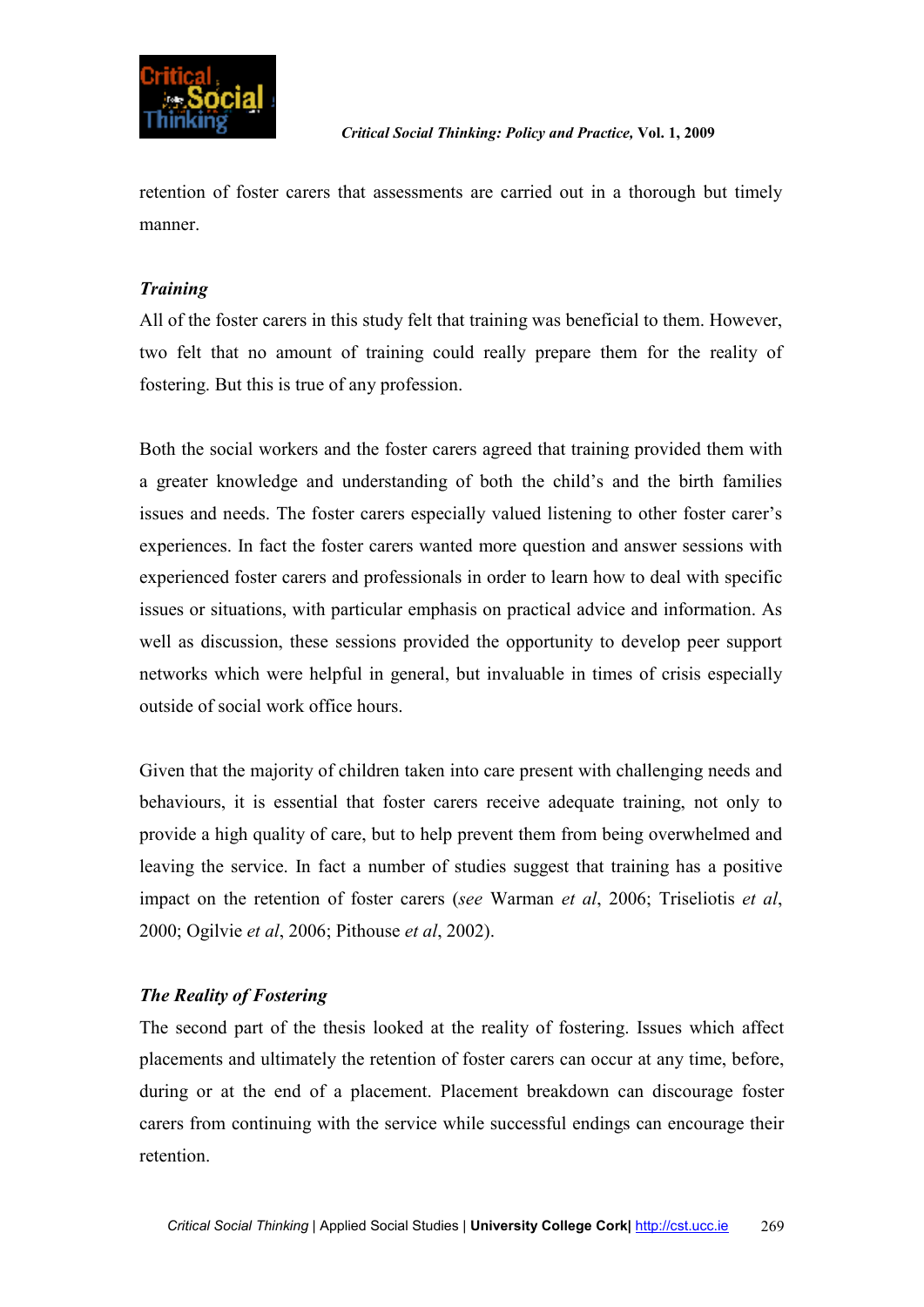retention of foster carers that assessments are carried out in a thorough but timely manner.

### *Training*

All of the foster carers in this study felt that training was beneficial to them. However, two felt that no amount of training could really prepare them for the reality of fostering. But this is true of any profession.

Both the social workers and the foster carers agreed that training provided them with a greater knowledge and understanding of both the child's and the birth families issues and needs. The foster carers especially valued listening to other foster carer's experiences. In fact the foster carers wanted more question and answer sessions with experienced foster carers and professionals in order to learn how to deal with specific issues or situations, with particular emphasis on practical advice and information. As well as discussion, these sessions provided the opportunity to develop peer support networks which were helpful in general, but invaluable in times of crisis especially outside of social work office hours.

Given that the majority of children taken into care present with challenging needs and behaviours, it is essential that foster carers receive adequate training, not only to provide a high quality of care, but to help prevent them from being overwhelmed and leaving the service. In fact a number of studies suggest that training has a positive impact on the retention of foster carers (*see* Warman *et al*, 2006; Triseliotis *et al*, 2000; Ogilvie *et al*, 2006; Pithouse *et al*, 2002).

### *The Reality of Fostering*

The second part of the thesis looked at the reality of fostering. Issues which affect placements and ultimately the retention of foster carers can occur at any time, before, during or at the end of a placement. Placement breakdown can discourage foster carers from continuing with the service while successful endings can encourage their retention.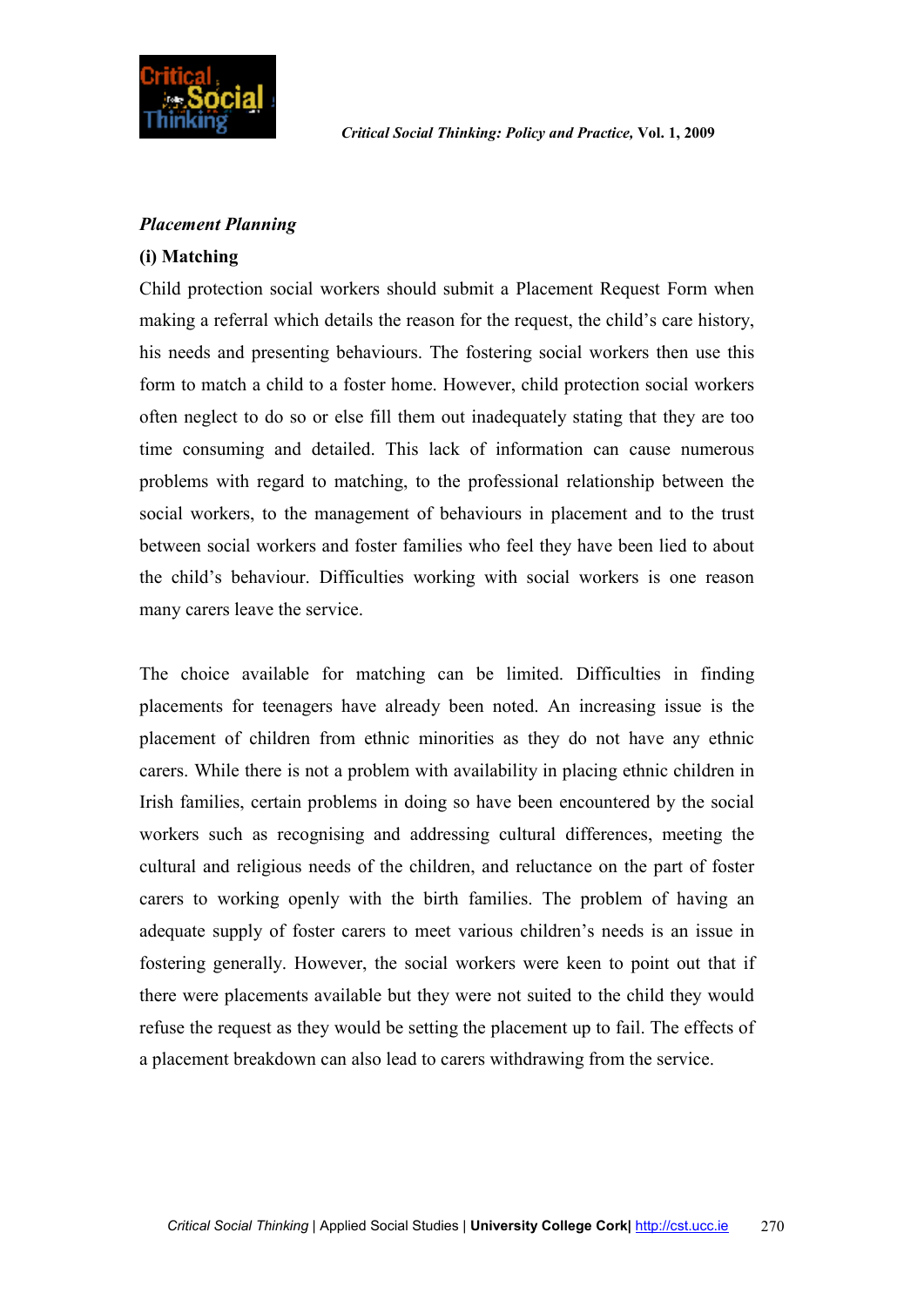### *Placement Planning*

**(i) Matching**

Child protection social workers should submit a Placement Request Form when making a referral which details the reason for the request, the child's care history, his needs and presenting behaviours. The fostering social workers then use this form to match a child to a foster home. However, child protection social workers often neglect to do so or else fill them out inadequately stating that they are too time consuming and detailed. This lack of information can cause numerous problems with regard to matching, to the professional relationship between the social workers, to the management of behaviours in placement and to the trust between social workers and foster families who feel they have been lied to about the child's behaviour. Difficulties working with social workers is one reason many carers leave the service.

The choice available for matching can be limited. Difficulties in finding placements for teenagers have already been noted. An increasing issue is the placement of children from ethnic minorities as they do not have any ethnic carers. While there is not a problem with availability in placing ethnic children in Irish families, certain problems in doing so have been encountered by the social workers such as recognising and addressing cultural differences, meeting the cultural and religious needs of the children, and reluctance on the part of foster carers to working openly with the birth families. The problem of having an adequate supply of foster carers to meet various children's needs is an issue in fostering generally. However, the social workers were keen to point out that if there were placements available but they were not suited to the child they would refuse the request as they would be setting the placement up to fail. The effects of a placement breakdown can also lead to carers withdrawing from the service.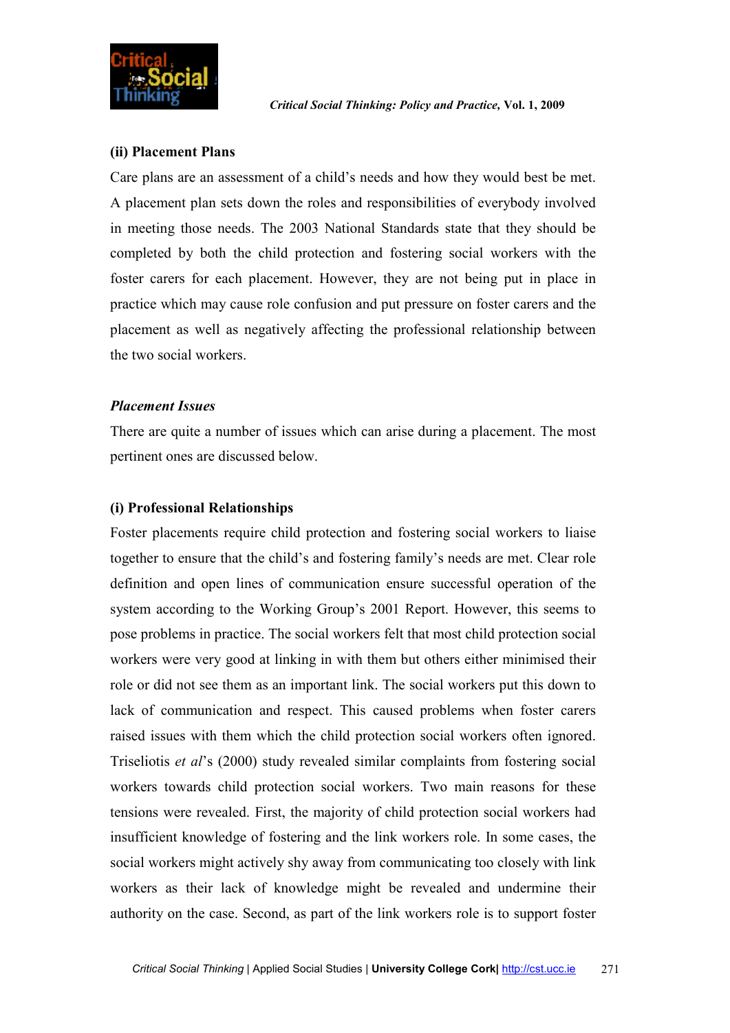**(ii) Placement Plans**

Care plans are an assessment of a child's needs and how they would best be met. A placement plan sets down the roles and responsibilities of everybody involved in meeting those needs. The 2003 National Standards state that they should be completed by both the child protection and fostering social workers with the foster carers for each placement. However, they are not being put in place in practice which may cause role confusion and put pressure on foster carers and the placement as well as negatively affecting the professional relationship between the two social workers.

***Placement Issues***

There are quite a number of issues which can arise during a placement. The most pertinent ones are discussed below.

**(i) Professional Relationships**

Foster placements require child protection and fostering social workers to liaise together to ensure that the child's and fostering family's needs are met. Clear role definition and open lines of communication ensure successful operation of the system according to the Working Group's 2001 Report. However, this seems to pose problems in practice. The social workers felt that most child protection social workers were very good at linking in with them but others either minimised their role or did not see them as an important link. The social workers put this down to lack of communication and respect. This caused problems when foster carers raised issues with them which the child protection social workers often ignored. Triseliotis *et al*'s (2000) study revealed similar complaints from fostering social workers towards child protection social workers. Two main reasons for these tensions were revealed. First, the majority of child protection social workers had insufficient knowledge of fostering and the link workers role. In some cases, the social workers might actively shy away from communicating too closely with link workers as their lack of knowledge might be revealed and undermine their authority on the case. Second, as part of the link workers role is to support foster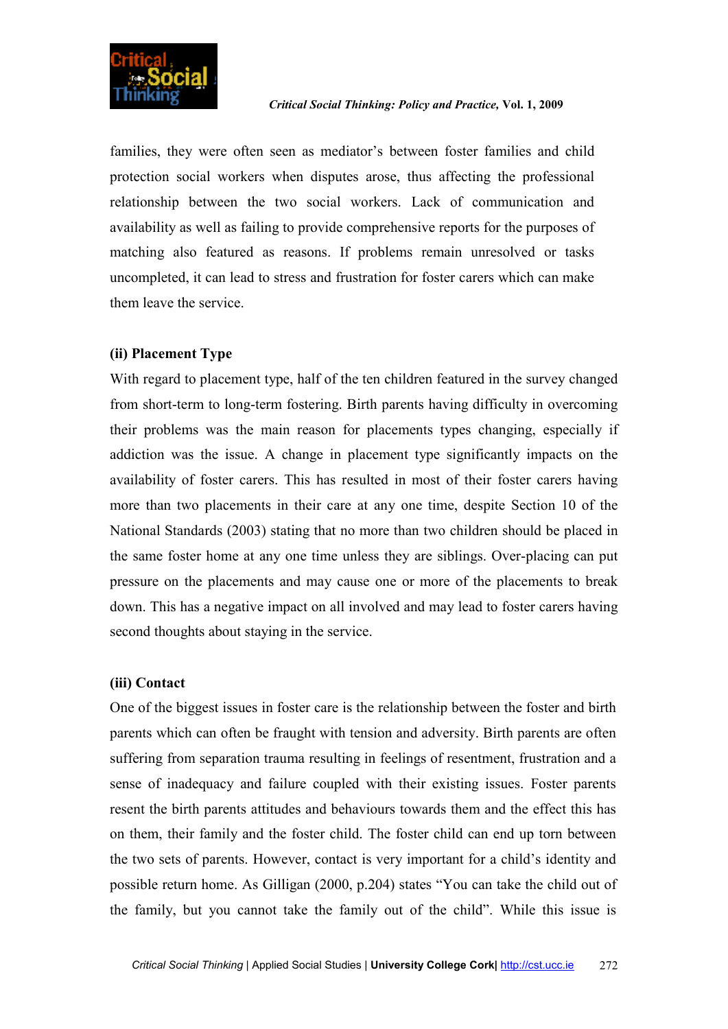families, they were often seen as mediator's between foster families and child protection social workers when disputes arose, thus affecting the professional relationship between the two social workers. Lack of communication and availability as well as failing to provide comprehensive reports for the purposes of matching also featured as reasons. If problems remain unresolved or tasks uncompleted, it can lead to stress and frustration for foster carers which can make them leave the service.

**(ii) Placement Type**

With regard to placement type, half of the ten children featured in the survey changed from short-term to long-term fostering. Birth parents having difficulty in overcoming their problems was the main reason for placements types changing, especially if addiction was the issue. A change in placement type significantly impacts on the availability of foster carers. This has resulted in most of their foster carers having more than two placements in their care at any one time, despite Section 10 of the National Standards (2003) stating that no more than two children should be placed in the same foster home at any one time unless they are siblings. Over-placing can put pressure on the placements and may cause one or more of the placements to break down. This has a negative impact on all involved and may lead to foster carers having second thoughts about staying in the service.

**(iii) Contact**

One of the biggest issues in foster care is the relationship between the foster and birth parents which can often be fraught with tension and adversity. Birth parents are often suffering from separation trauma resulting in feelings of resentment, frustration and a sense of inadequacy and failure coupled with their existing issues. Foster parents resent the birth parents attitudes and behaviours towards them and the effect this has on them, their family and the foster child. The foster child can end up torn between the two sets of parents. However, contact is very important for a child's identity and possible return home. As Gilligan (2000, p.204) states "You can take the child out of the family, but you cannot take the family out of the child". While this issue is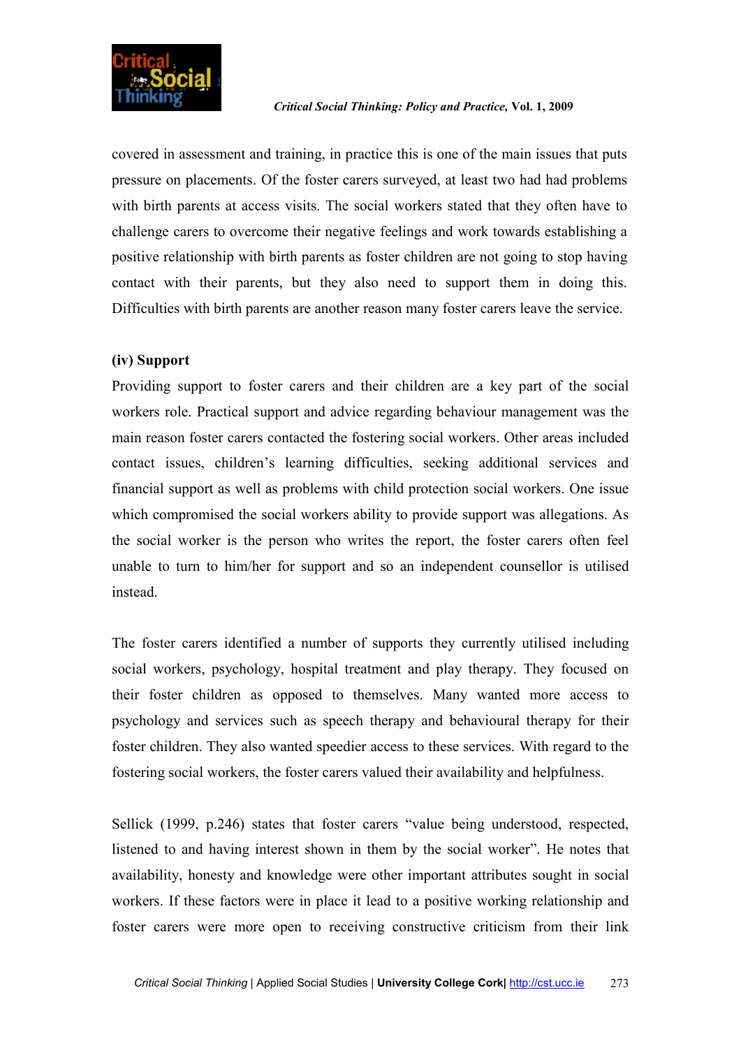covered in assessment and training, in practice this is one of the main issues that puts pressure on placements. Of the foster carers surveyed, at least two had had problems with birth parents at access visits. The social workers stated that they often have to challenge carers to overcome their negative feelings and work towards establishing a positive relationship with birth parents as foster children are not going to stop having contact with their parents, but they also need to support them in doing this. Difficulties with birth parents are another reason many foster carers leave the service.

**(iv) Support**

Providing support to foster carers and their children are a key part of the social workers role. Practical support and advice regarding behaviour management was the main reason foster carers contacted the fostering social workers. Other areas included contact issues, children's learning difficulties, seeking additional services and financial support as well as problems with child protection social workers. One issue which compromised the social workers ability to provide support was allegations. As the social worker is the person who writes the report, the foster carers often feel unable to turn to him/her for support and so an independent counsellor is utilised instead.

The foster carers identified a number of supports they currently utilised including social workers, psychology, hospital treatment and play therapy. They focused on their foster children as opposed to themselves. Many wanted more access to psychology and services such as speech therapy and behavioural therapy for their foster children. They also wanted speedier access to these services. With regard to the fostering social workers, the foster carers valued their availability and helpfulness.

Sellick (1999, p.246) states that foster carers "value being understood, respected, listened to and having interest shown in them by the social worker". He notes that availability, honesty and knowledge were other important attributes sought in social workers. If these factors were in place it lead to a positive working relationship and foster carers were more open to receiving constructive criticism from their link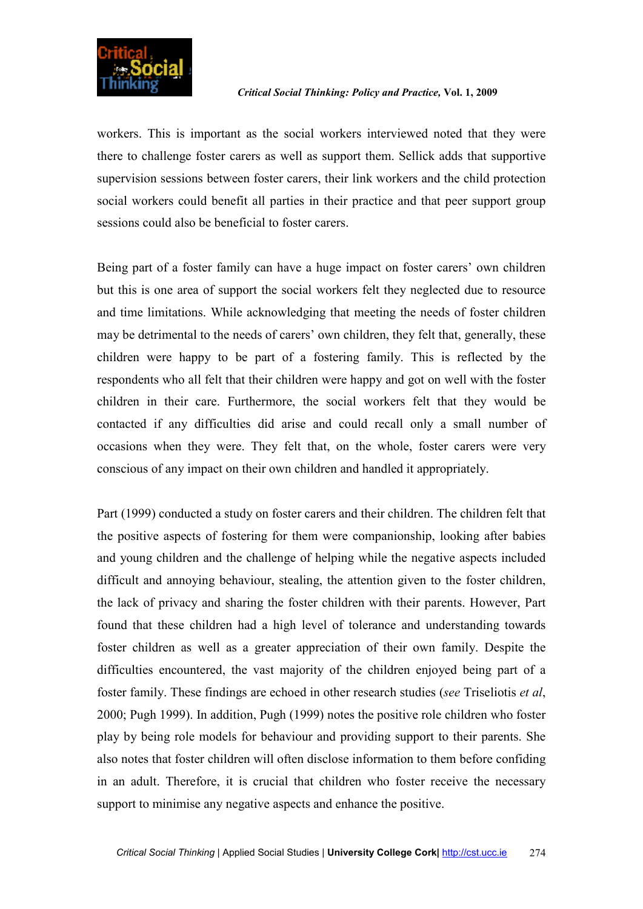workers. This is important as the social workers interviewed noted that they were there to challenge foster carers as well as support them. Sellick adds that supportive supervision sessions between foster carers, their link workers and the child protection social workers could benefit all parties in their practice and that peer support group sessions could also be beneficial to foster carers.

Being part of a foster family can have a huge impact on foster carers' own children but this is one area of support the social workers felt they neglected due to resource and time limitations. While acknowledging that meeting the needs of foster children may be detrimental to the needs of carers' own children, they felt that, generally, these children were happy to be part of a fostering family. This is reflected by the respondents who all felt that their children were happy and got on well with the foster children in their care. Furthermore, the social workers felt that they would be contacted if any difficulties did arise and could recall only a small number of occasions when they were. They felt that, on the whole, foster carers were very conscious of any impact on their own children and handled it appropriately.

Part (1999) conducted a study on foster carers and their children. The children felt that the positive aspects of fostering for them were companionship, looking after babies and young children and the challenge of helping while the negative aspects included difficult and annoying behaviour, stealing, the attention given to the foster children, the lack of privacy and sharing the foster children with their parents. However, Part found that these children had a high level of tolerance and understanding towards foster children as well as a greater appreciation of their own family. Despite the difficulties encountered, the vast majority of the children enjoyed being part of a foster family. These findings are echoed in other research studies (*see* Triseliotis *et al*, 2000; Pugh 1999). In addition, Pugh (1999) notes the positive role children who foster play by being role models for behaviour and providing support to their parents. She also notes that foster children will often disclose information to them before confiding in an adult. Therefore, it is crucial that children who foster receive the necessary support to minimise any negative aspects and enhance the positive.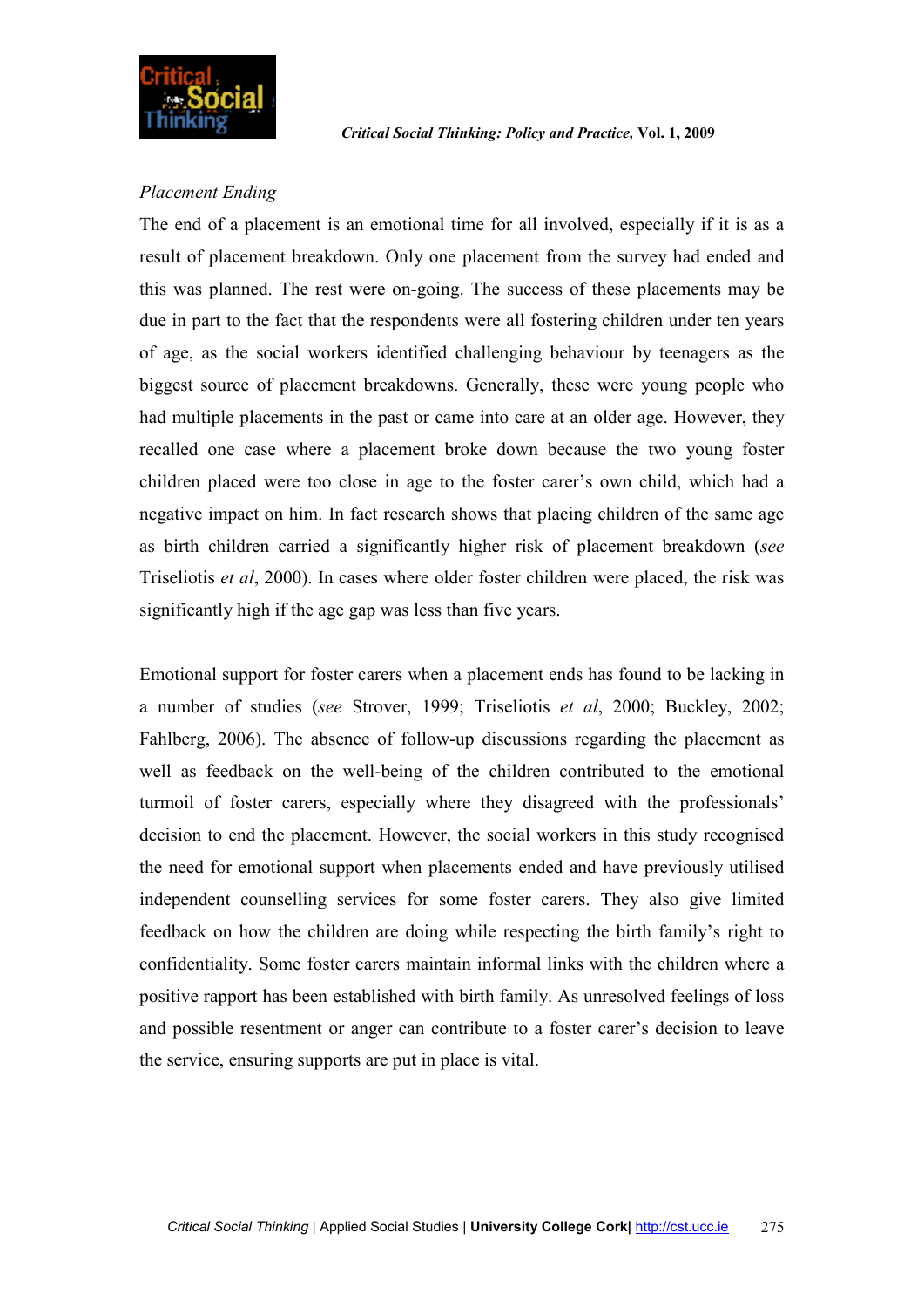*Placement Ending*

The end of a placement is an emotional time for all involved, especially if it is as a result of placement breakdown. Only one placement from the survey had ended and this was planned. The rest were on-going. The success of these placements may be due in part to the fact that the respondents were all fostering children under ten years of age, as the social workers identified challenging behaviour by teenagers as the biggest source of placement breakdowns. Generally, these were young people who had multiple placements in the past or came into care at an older age. However, they recalled one case where a placement broke down because the two young foster children placed were too close in age to the foster carer's own child, which had a negative impact on him. In fact research shows that placing children of the same age as birth children carried a significantly higher risk of placement breakdown (*see* Triseliotis *et al*, 2000). In cases where older foster children were placed, the risk was significantly high if the age gap was less than five years.

Emotional support for foster carers when a placement ends has found to be lacking in a number of studies (*see* Strover, 1999; Triseliotis *et al*, 2000; Buckley, 2002; Fahlberg, 2006). The absence of follow-up discussions regarding the placement as well as feedback on the well-being of the children contributed to the emotional turmoil of foster carers, especially where they disagreed with the professionals' decision to end the placement. However, the social workers in this study recognised the need for emotional support when placements ended and have previously utilised independent counselling services for some foster carers. They also give limited feedback on how the children are doing while respecting the birth family's right to confidentiality. Some foster carers maintain informal links with the children where a positive rapport has been established with birth family. As unresolved feelings of loss and possible resentment or anger can contribute to a foster carer's decision to leave the service, ensuring supports are put in place is vital.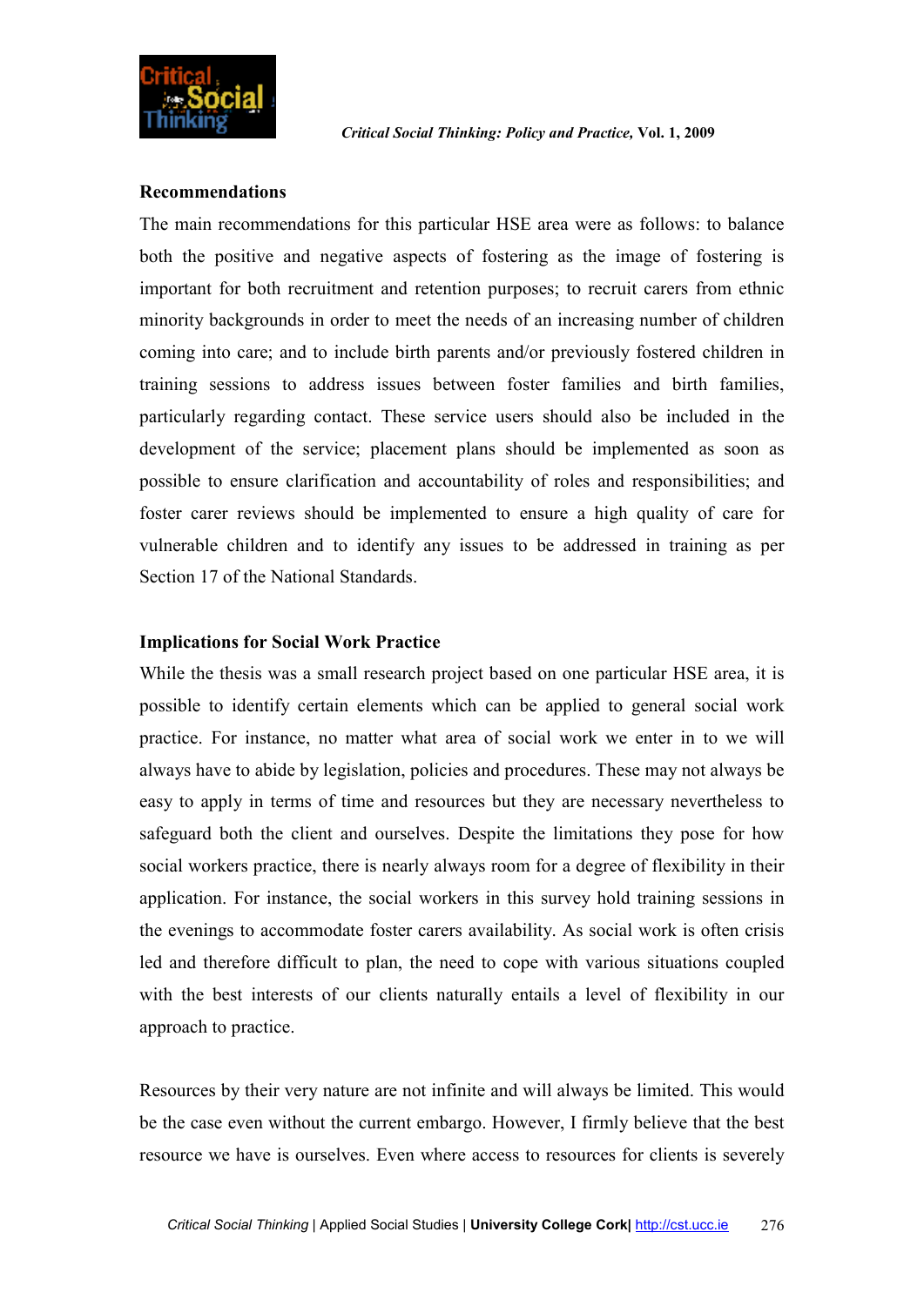## Recommendations

The main recommendations for this particular HSE area were as follows: to balance both the positive and negative aspects of fostering as the image of fostering is important for both recruitment and retention purposes; to recruit carers from ethnic minority backgrounds in order to meet the needs of an increasing number of children coming into care; and to include birth parents and/or previously fostered children in training sessions to address issues between foster families and birth families, particularly regarding contact. These service users should also be included in the development of the service; placement plans should be implemented as soon as possible to ensure clarification and accountability of roles and responsibilities; and foster carer reviews should be implemented to ensure a high quality of care for vulnerable children and to identify any issues to be addressed in training as per Section 17 of the National Standards.

## Implications for Social Work Practice

While the thesis was a small research project based on one particular HSE area, it is possible to identify certain elements which can be applied to general social work practice. For instance, no matter what area of social work we enter in to we will always have to abide by legislation, policies and procedures. These may not always be easy to apply in terms of time and resources but they are necessary nevertheless to safeguard both the client and ourselves. Despite the limitations they pose for how social workers practice, there is nearly always room for a degree of flexibility in their application. For instance, the social workers in this survey hold training sessions in the evenings to accommodate foster carers availability. As social work is often crisis led and therefore difficult to plan, the need to cope with various situations coupled with the best interests of our clients naturally entails a level of flexibility in our approach to practice.

Resources by their very nature are not infinite and will always be limited. This would be the case even without the current embargo. However, I firmly believe that the best resource we have is ourselves. Even where access to resources for clients is severely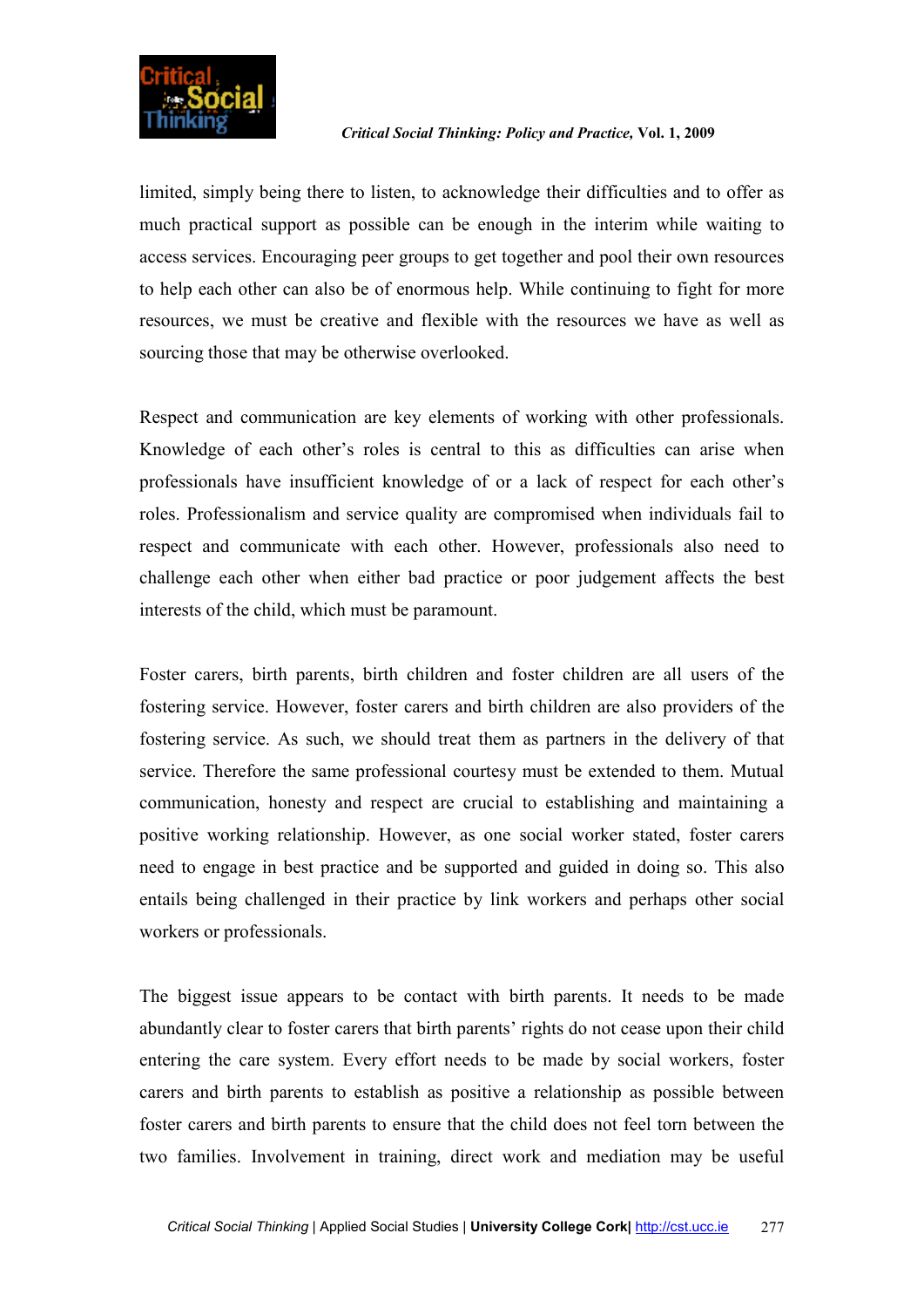limited, simply being there to listen, to acknowledge their difficulties and to offer as much practical support as possible can be enough in the interim while waiting to access services. Encouraging peer groups to get together and pool their own resources to help each other can also be of enormous help. While continuing to fight for more resources, we must be creative and flexible with the resources we have as well as sourcing those that may be otherwise overlooked.

Respect and communication are key elements of working with other professionals. Knowledge of each other's roles is central to this as difficulties can arise when professionals have insufficient knowledge of or a lack of respect for each other's roles. Professionalism and service quality are compromised when individuals fail to respect and communicate with each other. However, professionals also need to challenge each other when either bad practice or poor judgement affects the best interests of the child, which must be paramount.

Foster carers, birth parents, birth children and foster children are all users of the fostering service. However, foster carers and birth children are also providers of the fostering service. As such, we should treat them as partners in the delivery of that service. Therefore the same professional courtesy must be extended to them. Mutual communication, honesty and respect are crucial to establishing and maintaining a positive working relationship. However, as one social worker stated, foster carers need to engage in best practice and be supported and guided in doing so. This also entails being challenged in their practice by link workers and perhaps other social workers or professionals.

The biggest issue appears to be contact with birth parents. It needs to be made abundantly clear to foster carers that birth parents' rights do not cease upon their child entering the care system. Every effort needs to be made by social workers, foster carers and birth parents to establish as positive a relationship as possible between foster carers and birth parents to ensure that the child does not feel torn between the two families. Involvement in training, direct work and mediation may be useful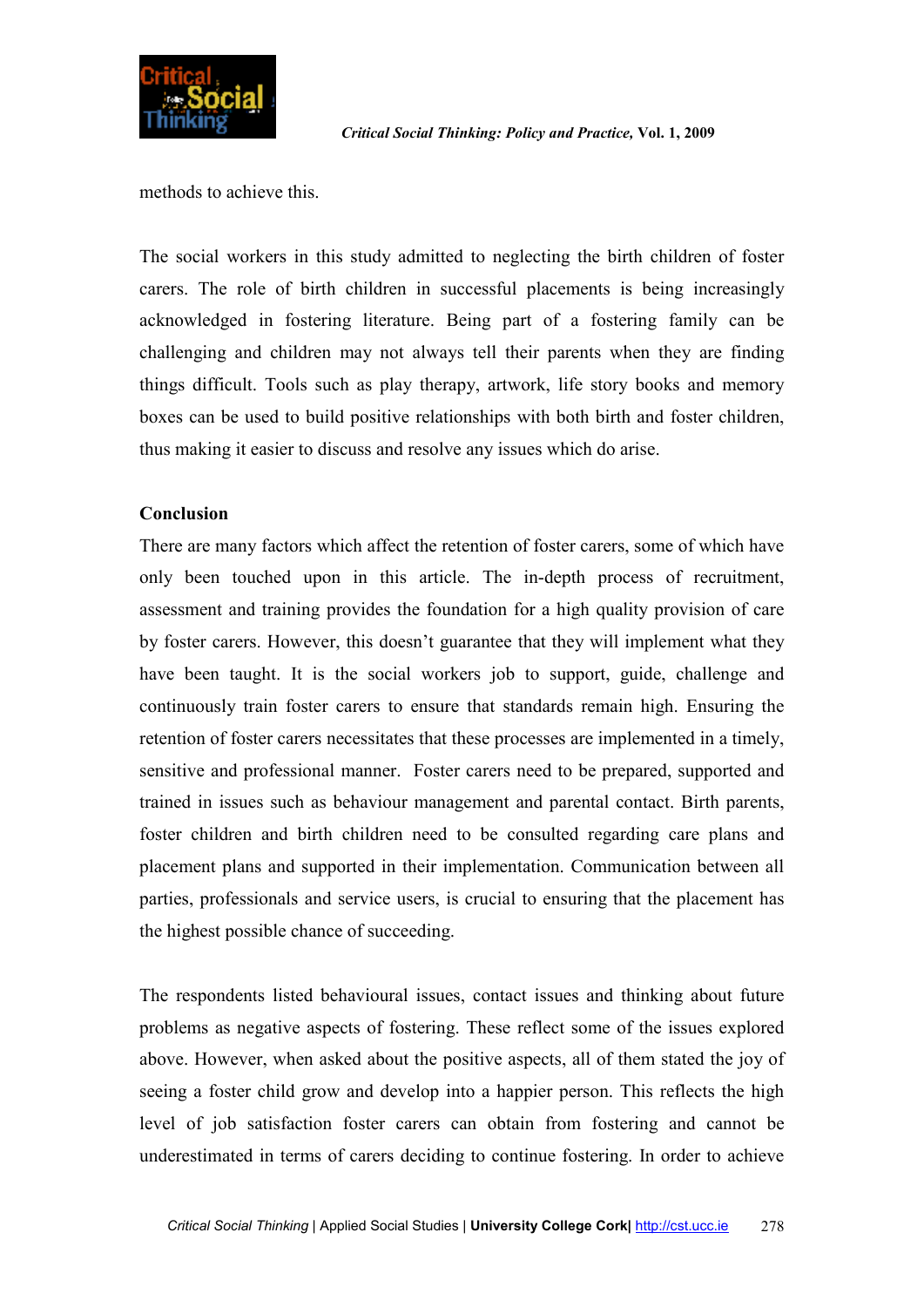methods to achieve this.

The social workers in this study admitted to neglecting the birth children of foster carers. The role of birth children in successful placements is being increasingly acknowledged in fostering literature. Being part of a fostering family can be challenging and children may not always tell their parents when they are finding things difficult. Tools such as play therapy, artwork, life story books and memory boxes can be used to build positive relationships with both birth and foster children, thus making it easier to discuss and resolve any issues which do arise.

**Conclusion**

There are many factors which affect the retention of foster carers, some of which have only been touched upon in this article. The in-depth process of recruitment, assessment and training provides the foundation for a high quality provision of care by foster carers. However, this doesn't guarantee that they will implement what they have been taught. It is the social workers job to support, guide, challenge and continuously train foster carers to ensure that standards remain high. Ensuring the retention of foster carers necessitates that these processes are implemented in a timely, sensitive and professional manner. Foster carers need to be prepared, supported and trained in issues such as behaviour management and parental contact. Birth parents, foster children and birth children need to be consulted regarding care plans and placement plans and supported in their implementation. Communication between all parties, professionals and service users, is crucial to ensuring that the placement has the highest possible chance of succeeding.

The respondents listed behavioural issues, contact issues and thinking about future problems as negative aspects of fostering. These reflect some of the issues explored above. However, when asked about the positive aspects, all of them stated the joy of seeing a foster child grow and develop into a happier person. This reflects the high level of job satisfaction foster carers can obtain from fostering and cannot be underestimated in terms of carers deciding to continue fostering. In order to achieve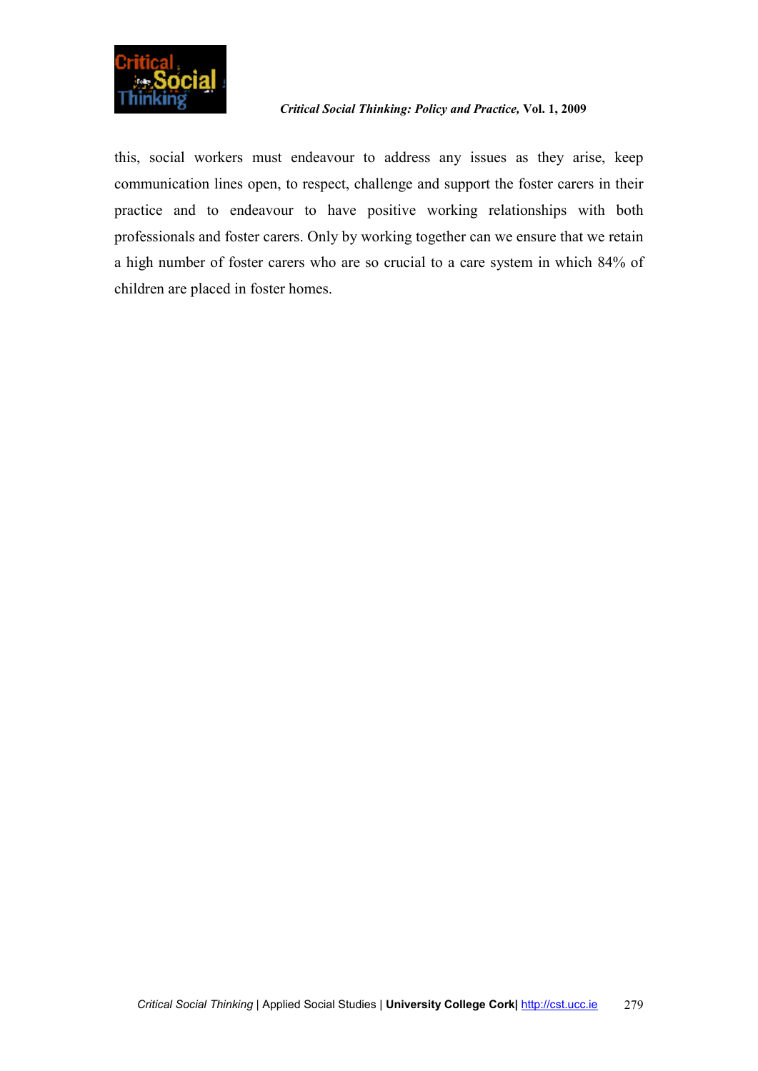this, social workers must endeavour to address any issues as they arise, keep communication lines open, to respect, challenge and support the foster carers in their practice and to endeavour to have positive working relationships with both professionals and foster carers. Only by working together can we ensure that we retain a high number of foster carers who are so crucial to a care system in which 84% of children are placed in foster homes.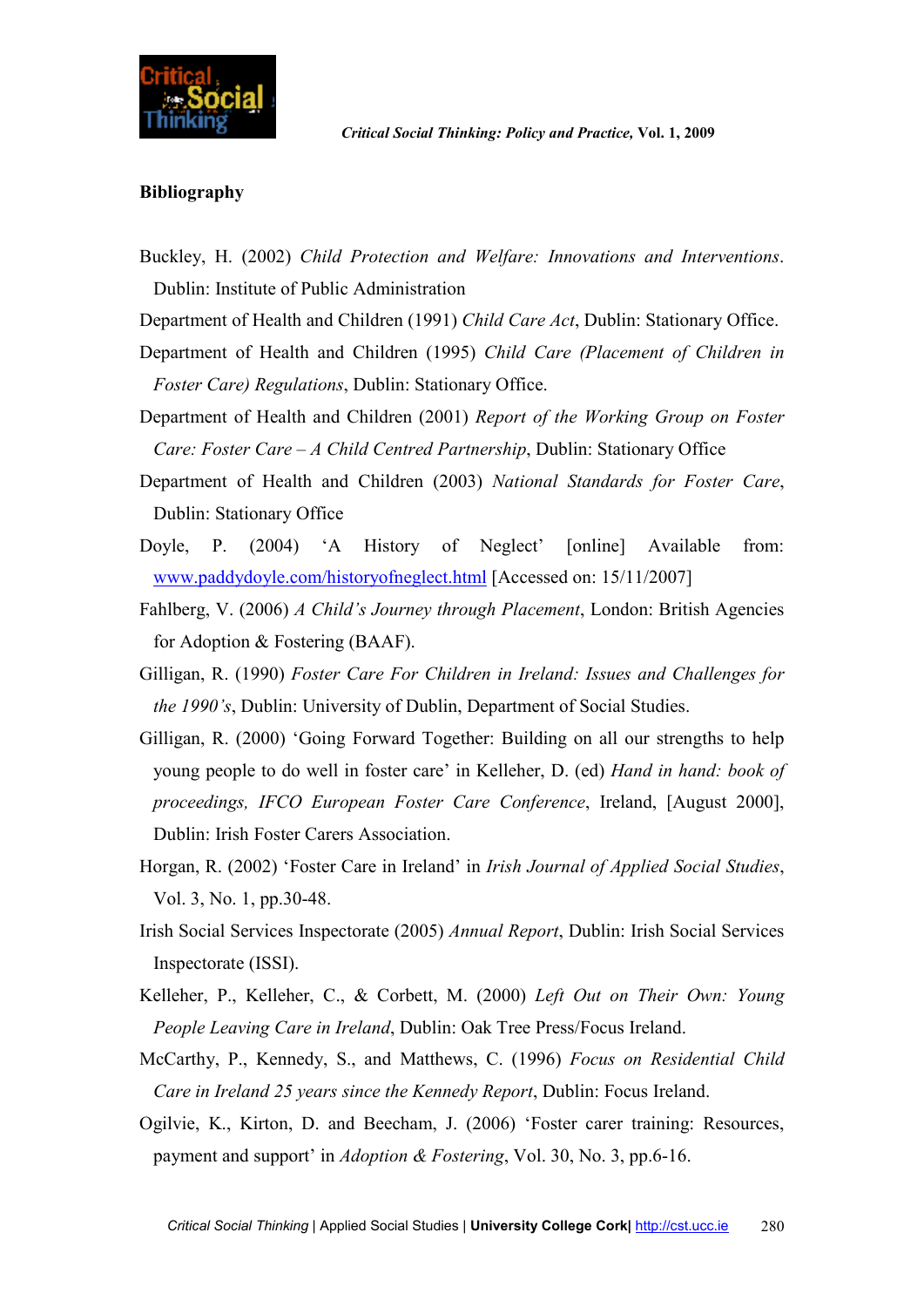**Bibliography**

Buckley, H. (2002) *Child Protection and Welfare: Innovations and Interventions*. Dublin: Institute of Public Administration

Department of Health and Children (1991) *Child Care Act*, Dublin: Stationary Office.

Department of Health and Children (1995) *Child Care (Placement of Children in Foster Care) Regulations*, Dublin: Stationary Office.

Department of Health and Children (2001) *Report of the Working Group on Foster Care: Foster Care – A Child Centred Partnership*, Dublin: Stationary Office

Department of Health and Children (2003) *National Standards for Foster Care*, Dublin: Stationary Office

Doyle, P. (2004) 'A History of Neglect' [online] Available from: www.paddydoyle.com/historyofneglect.html [Accessed on: 15/11/2007]

Fahlberg, V. (2006) *A Child's Journey through Placement*, London: British Agencies for Adoption & Fostering (BAAF).

Gilligan, R. (1990) *Foster Care For Children in Ireland: Issues and Challenges for the 1990's*, Dublin: University of Dublin, Department of Social Studies.

Gilligan, R. (2000) 'Going Forward Together: Building on all our strengths to help young people to do well in foster care' in Kelleher, D. (ed) *Hand in hand: book of proceedings, IFCO European Foster Care Conference*, Ireland, [August 2000], Dublin: Irish Foster Carers Association.

Horgan, R. (2002) 'Foster Care in Ireland' in *Irish Journal of Applied Social Studies*, Vol. 3, No. 1, pp.30-48.

Irish Social Services Inspectorate (2005) *Annual Report*, Dublin: Irish Social Services Inspectorate (ISSI).

Kelleher, P., Kelleher, C., & Corbett, M. (2000) *Left Out on Their Own: Young People Leaving Care in Ireland*, Dublin: Oak Tree Press/Focus Ireland.

McCarthy, P., Kennedy, S., and Matthews, C. (1996) *Focus on Residential Child Care in Ireland 25 years since the Kennedy Report*, Dublin: Focus Ireland.

Ogilvie, K., Kirton, D. and Beecham, J. (2006) 'Foster carer training: Resources, payment and support' in *Adoption & Fostering*, Vol. 30, No. 3, pp.6-16.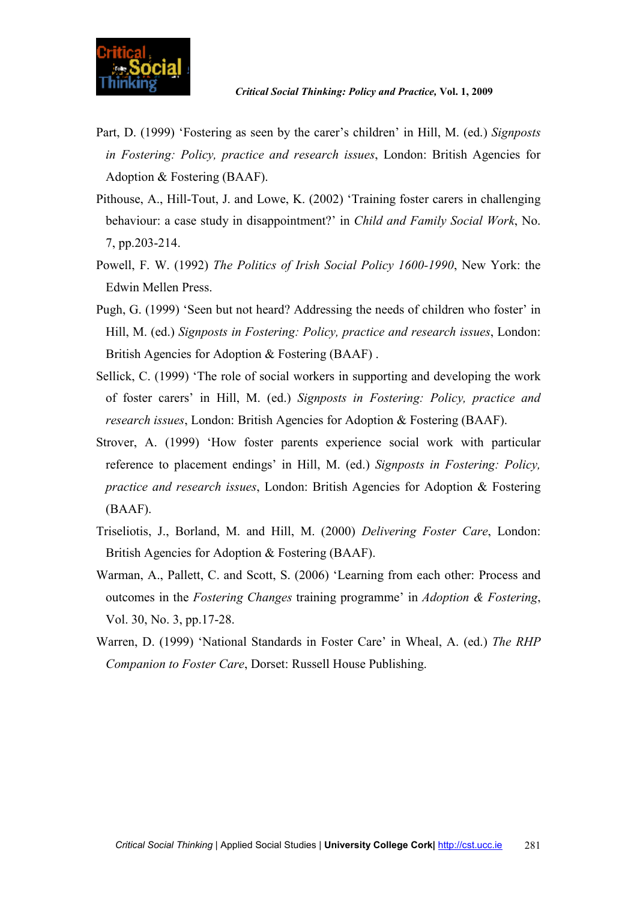Part, D. (1999) 'Fostering as seen by the carer's children' in Hill, M. (ed.) *Signposts in Fostering: Policy, practice and research issues*, London: British Agencies for Adoption & Fostering (BAAF).

Pithouse, A., Hill-Tout, J. and Lowe, K. (2002) 'Training foster carers in challenging behaviour: a case study in disappointment?' in *Child and Family Social Work*, No. 7, pp.203-214.

Powell, F. W. (1992) *The Politics of Irish Social Policy 1600-1990*, New York: the Edwin Mellen Press.

Pugh, G. (1999) 'Seen but not heard? Addressing the needs of children who foster' in Hill, M. (ed.) *Signposts in Fostering: Policy, practice and research issues*, London: British Agencies for Adoption & Fostering (BAAF) .

Sellick, C. (1999) 'The role of social workers in supporting and developing the work of foster carers' in Hill, M. (ed.) *Signposts in Fostering: Policy, practice and research issues*, London: British Agencies for Adoption & Fostering (BAAF).

Strover, A. (1999) 'How foster parents experience social work with particular reference to placement endings' in Hill, M. (ed.) *Signposts in Fostering: Policy, practice and research issues*, London: British Agencies for Adoption & Fostering (BAAF).

Triseliotis, J., Borland, M. and Hill, M. (2000) *Delivering Foster Care*, London: British Agencies for Adoption & Fostering (BAAF).

Warman, A., Pallett, C. and Scott, S. (2006) 'Learning from each other: Process and outcomes in the *Fostering Changes* training programme' in *Adoption & Fostering*, Vol. 30, No. 3, pp.17-28.

Warren, D. (1999) 'National Standards in Foster Care' in Wheal, A. (ed.) *The RHP Companion to Foster Care*, Dorset: Russell House Publishing.